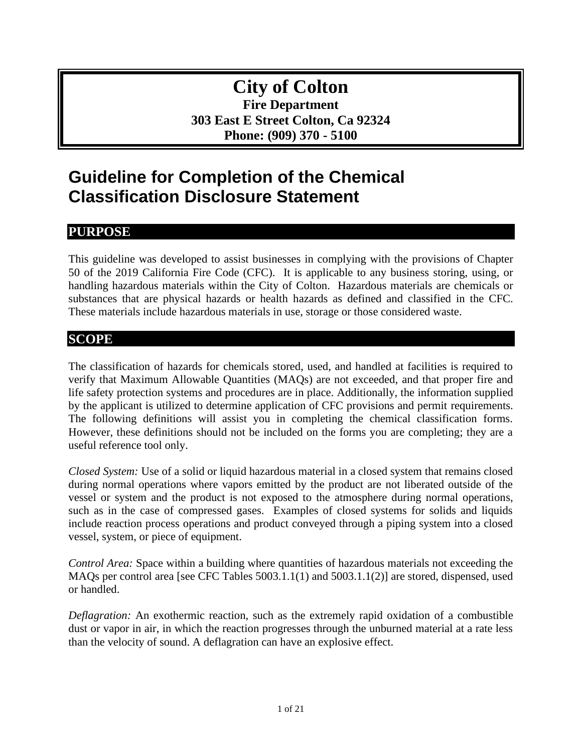# City of Colton

**Fire Department**
**303 East E Street Colton, Ca 92324**
**Phone: (909) 370 - 5100**

# Guideline for Completion of the Chemical Classification Disclosure Statement

## PURPOSE

This guideline was developed to assist businesses in complying with the provisions of Chapter 50 of the 2019 California Fire Code (CFC). It is applicable to any business storing, using, or handling hazardous materials within the City of Colton. Hazardous materials are chemicals or substances that are physical hazards or health hazards as defined and classified in the CFC. These materials include hazardous materials in use, storage or those considered waste.

## SCOPE

The classification of hazards for chemicals stored, used, and handled at facilities is required to verify that Maximum Allowable Quantities (MAQs) are not exceeded, and that proper fire and life safety protection systems and procedures are in place. Additionally, the information supplied by the applicant is utilized to determine application of CFC provisions and permit requirements. The following definitions will assist you in completing the chemical classification forms. However, these definitions should not be included on the forms you are completing; they are a useful reference tool only.

*Closed System:* Use of a solid or liquid hazardous material in a closed system that remains closed during normal operations where vapors emitted by the product are not liberated outside of the vessel or system and the product is not exposed to the atmosphere during normal operations, such as in the case of compressed gases. Examples of closed systems for solids and liquids include reaction process operations and product conveyed through a piping system into a closed vessel, system, or piece of equipment.

*Control Area:* Space within a building where quantities of hazardous materials not exceeding the MAQs per control area [see CFC Tables 5003.1.1(1) and 5003.1.1(2)] are stored, dispensed, used or handled.

*Deflagration:* An exothermic reaction, such as the extremely rapid oxidation of a combustible dust or vapor in air, in which the reaction progresses through the unburned material at a rate less than the velocity of sound. A deflagration can have an explosive effect.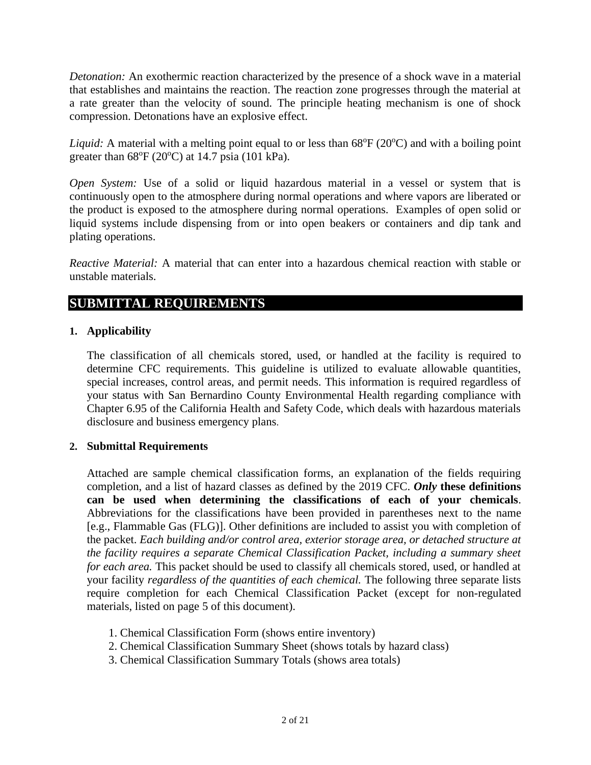*Detonation:* An exothermic reaction characterized by the presence of a shock wave in a material that establishes and maintains the reaction. The reaction zone progresses through the material at a rate greater than the velocity of sound. The principle heating mechanism is one of shock compression. Detonations have an explosive effect.

*Liquid:* A material with a melting point equal to or less than 68°F (20°C) and with a boiling point greater than 68°F (20°C) at 14.7 psia (101 kPa).

*Open System:* Use of a solid or liquid hazardous material in a vessel or system that is continuously open to the atmosphere during normal operations and where vapors are liberated or the product is exposed to the atmosphere during normal operations. Examples of open solid or liquid systems include dispensing from or into open beakers or containers and dip tank and plating operations.

*Reactive Material:* A material that can enter into a hazardous chemical reaction with stable or unstable materials.

## SUBMITTAL REQUIREMENTS

### 1. Applicability

The classification of all chemicals stored, used, or handled at the facility is required to determine CFC requirements. This guideline is utilized to evaluate allowable quantities, special increases, control areas, and permit needs. This information is required regardless of your status with San Bernardino County Environmental Health regarding compliance with Chapter 6.95 of the California Health and Safety Code, which deals with hazardous materials disclosure and business emergency plans.

### 2. Submittal Requirements

Attached are sample chemical classification forms, an explanation of the fields requiring completion, and a list of hazard classes as defined by the 2019 CFC. ***Only* these definitions can be used when determining the classifications of each of your chemicals**. Abbreviations for the classifications have been provided in parentheses next to the name [e.g., Flammable Gas (FLG)]. Other definitions are included to assist you with completion of the packet. *Each building and/or control area, exterior storage area, or detached structure at the facility requires a separate Chemical Classification Packet, including a summary sheet for each area.* This packet should be used to classify all chemicals stored, used, or handled at your facility *regardless of the quantities of each chemical.* The following three separate lists require completion for each Chemical Classification Packet (except for non-regulated materials, listed on page 5 of this document).

1. Chemical Classification Form (shows entire inventory)
2. Chemical Classification Summary Sheet (shows totals by hazard class)
3. Chemical Classification Summary Totals (shows area totals)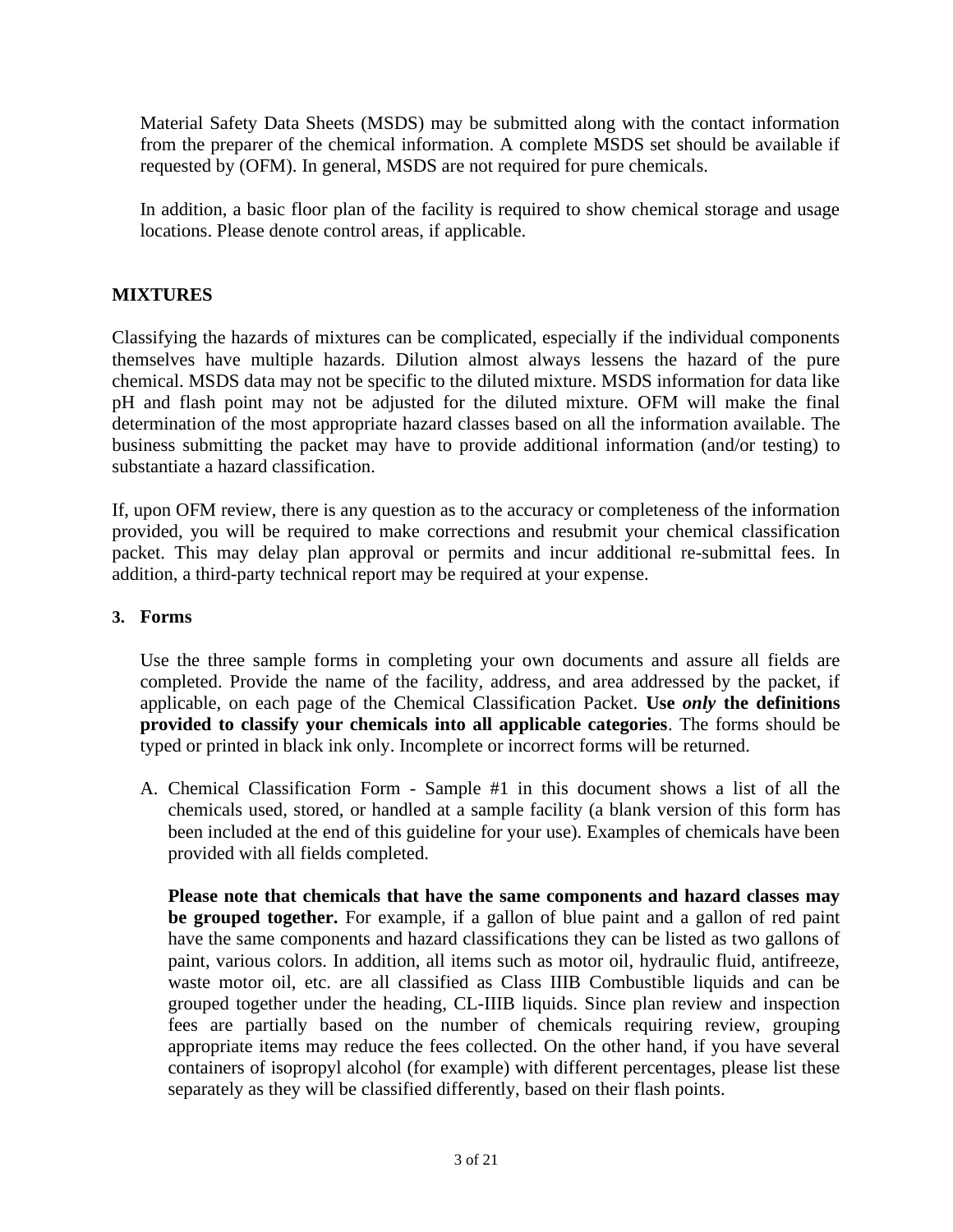Material Safety Data Sheets (MSDS) may be submitted along with the contact information from the preparer of the chemical information. A complete MSDS set should be available if requested by (OFM). In general, MSDS are not required for pure chemicals.

In addition, a basic floor plan of the facility is required to show chemical storage and usage locations. Please denote control areas, if applicable.

## MIXTURES

Classifying the hazards of mixtures can be complicated, especially if the individual components themselves have multiple hazards. Dilution almost always lessens the hazard of the pure chemical. MSDS data may not be specific to the diluted mixture. MSDS information for data like pH and flash point may not be adjusted for the diluted mixture. OFM will make the final determination of the most appropriate hazard classes based on all the information available. The business submitting the packet may have to provide additional information (and/or testing) to substantiate a hazard classification.

If, upon OFM review, there is any question as to the accuracy or completeness of the information provided, you will be required to make corrections and resubmit your chemical classification packet. This may delay plan approval or permits and incur additional re-submittal fees. In addition, a third-party technical report may be required at your expense.

### 3. Forms

Use the three sample forms in completing your own documents and assure all fields are completed. Provide the name of the facility, address, and area addressed by the packet, if applicable, on each page of the Chemical Classification Packet. **Use *only* the definitions provided to classify your chemicals into all applicable categories**. The forms should be typed or printed in black ink only. Incomplete or incorrect forms will be returned.

A. Chemical Classification Form - Sample #1 in this document shows a list of all the chemicals used, stored, or handled at a sample facility (a blank version of this form has been included at the end of this guideline for your use). Examples of chemicals have been provided with all fields completed.

   **Please note that chemicals that have the same components and hazard classes may be grouped together.** For example, if a gallon of blue paint and a gallon of red paint have the same components and hazard classifications they can be listed as two gallons of paint, various colors. In addition, all items such as motor oil, hydraulic fluid, antifreeze, waste motor oil, etc. are all classified as Class IIIB Combustible liquids and can be grouped together under the heading, CL-IIIB liquids. Since plan review and inspection fees are partially based on the number of chemicals requiring review, grouping appropriate items may reduce the fees collected. On the other hand, if you have several containers of isopropyl alcohol (for example) with different percentages, please list these separately as they will be classified differently, based on their flash points.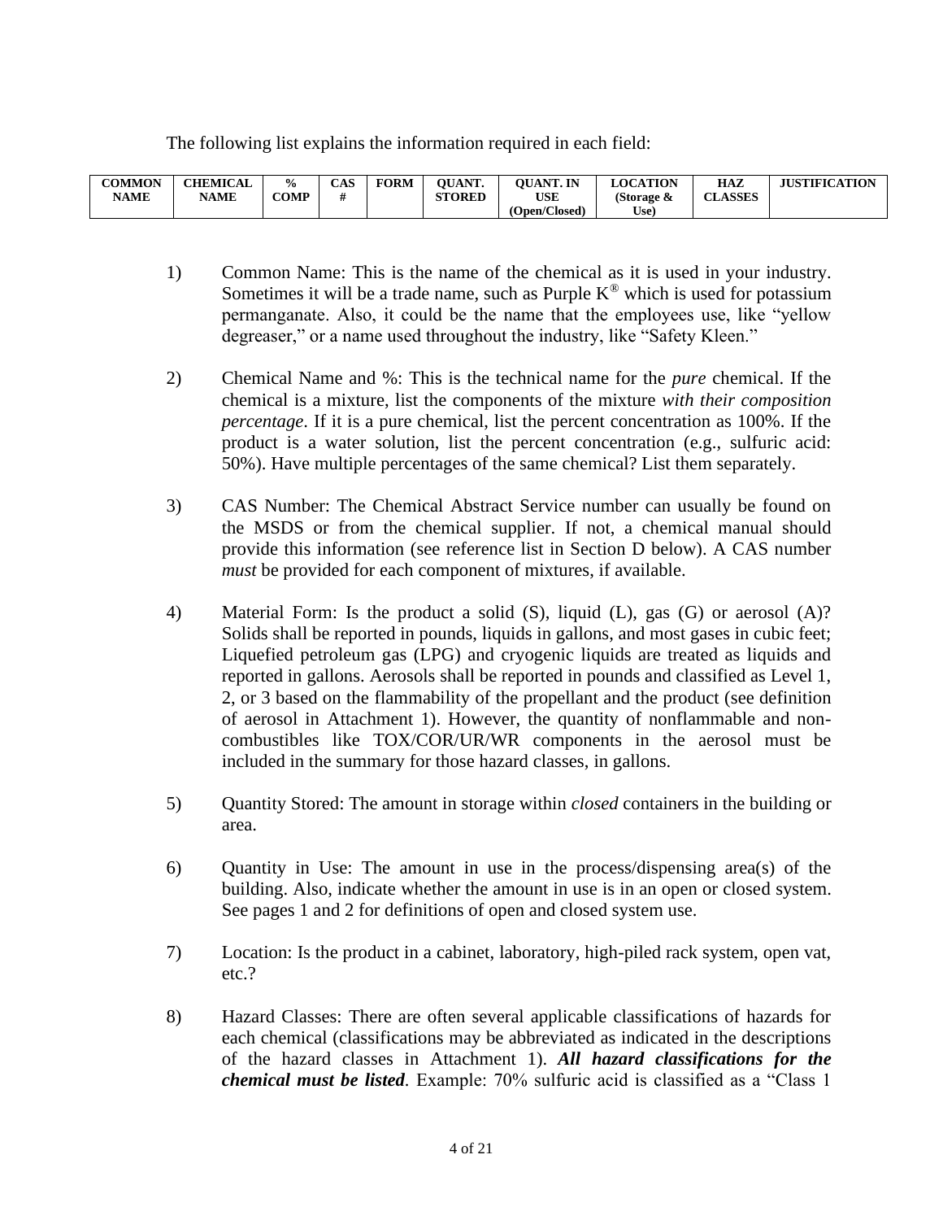The following list explains the information required in each field:

| COMMON NAME | CHEMICAL NAME | % COMP | CAS # | FORM | QUANT. STORED | QUANT. IN USE (Open/Closed) | LOCATION (Storage & Use) | HAZ CLASSES | JUSTIFICATION |
|---|---|---|---|---|---|---|---|---|---|

1) Common Name: This is the name of the chemical as it is used in your industry. Sometimes it will be a trade name, such as Purple K® which is used for potassium permanganate. Also, it could be the name that the employees use, like "yellow degreaser," or a name used throughout the industry, like "Safety Kleen."

2) Chemical Name and %: This is the technical name for the *pure* chemical. If the chemical is a mixture, list the components of the mixture *with their composition percentage*. If it is a pure chemical, list the percent concentration as 100%. If the product is a water solution, list the percent concentration (e.g., sulfuric acid: 50%). Have multiple percentages of the same chemical? List them separately.

3) CAS Number: The Chemical Abstract Service number can usually be found on the MSDS or from the chemical supplier. If not, a chemical manual should provide this information (see reference list in Section D below). A CAS number *must* be provided for each component of mixtures, if available.

4) Material Form: Is the product a solid (S), liquid (L), gas (G) or aerosol (A)? Solids shall be reported in pounds, liquids in gallons, and most gases in cubic feet; Liquefied petroleum gas (LPG) and cryogenic liquids are treated as liquids and reported in gallons. Aerosols shall be reported in pounds and classified as Level 1, 2, or 3 based on the flammability of the propellant and the product (see definition of aerosol in Attachment 1). However, the quantity of nonflammable and non-combustibles like TOX/COR/UR/WR components in the aerosol must be included in the summary for those hazard classes, in gallons.

5) Quantity Stored: The amount in storage within *closed* containers in the building or area.

6) Quantity in Use: The amount in use in the process/dispensing area(s) of the building. Also, indicate whether the amount in use is in an open or closed system. See pages 1 and 2 for definitions of open and closed system use.

7) Location: Is the product in a cabinet, laboratory, high-piled rack system, open vat, etc.?

8) Hazard Classes: There are often several applicable classifications of hazards for each chemical (classifications may be abbreviated as indicated in the descriptions of the hazard classes in Attachment 1). ***All hazard classifications for the chemical must be listed***. Example: 70% sulfuric acid is classified as a "Class 1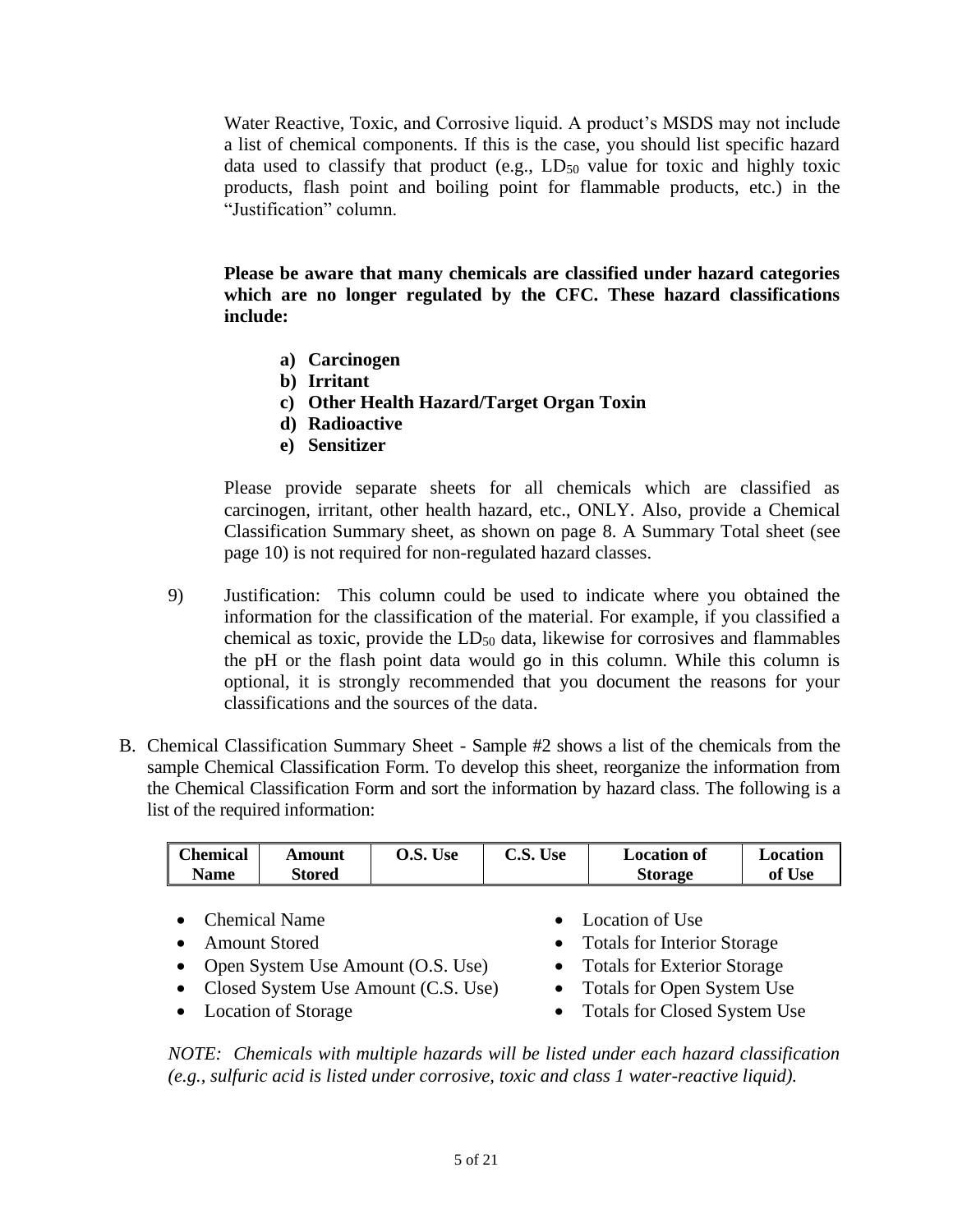Water Reactive, Toxic, and Corrosive liquid. A product's MSDS may not include a list of chemical components. If this is the case, you should list specific hazard data used to classify that product (e.g., $LD_{50}$ value for toxic and highly toxic products, flash point and boiling point for flammable products, etc.) in the "Justification" column.

**Please be aware that many chemicals are classified under hazard categories which are no longer regulated by the CFC. These hazard classifications include:**

- **a) Carcinogen**
- **b) Irritant**
- **c) Other Health Hazard/Target Organ Toxin**
- **d) Radioactive**
- **e) Sensitizer**

Please provide separate sheets for all chemicals which are classified as carcinogen, irritant, other health hazard, etc., ONLY. Also, provide a Chemical Classification Summary sheet, as shown on page 8. A Summary Total sheet (see page 10) is not required for non-regulated hazard classes.

9) Justification: This column could be used to indicate where you obtained the information for the classification of the material. For example, if you classified a chemical as toxic, provide the $LD_{50}$ data, likewise for corrosives and flammables the pH or the flash point data would go in this column. While this column is optional, it is strongly recommended that you document the reasons for your classifications and the sources of the data.

B. Chemical Classification Summary Sheet - Sample #2 shows a list of the chemicals from the sample Chemical Classification Form. To develop this sheet, reorganize the information from the Chemical Classification Form and sort the information by hazard class. The following is a list of the required information:

| Chemical Name | Amount Stored | O.S. Use | C.S. Use | Location of Storage | Location of Use |
|---|---|---|---|---|---|

- Chemical Name
- Amount Stored
- Open System Use Amount (O.S. Use)
- Closed System Use Amount (C.S. Use)
- Location of Storage
- Location of Use
- Totals for Interior Storage
- Totals for Exterior Storage
- Totals for Open System Use
- Totals for Closed System Use

*NOTE: Chemicals with multiple hazards will be listed under each hazard classification (e.g., sulfuric acid is listed under corrosive, toxic and class 1 water-reactive liquid).*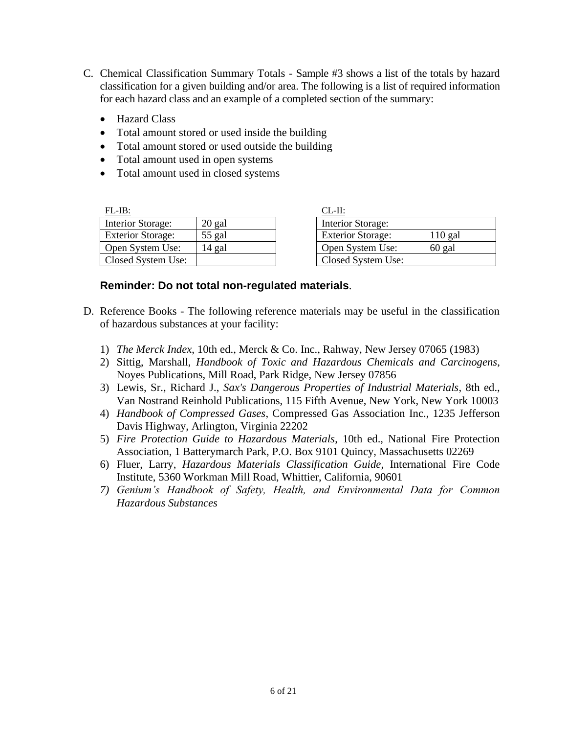C. Chemical Classification Summary Totals - Sample #3 shows a list of the totals by hazard classification for a given building and/or area. The following is a list of required information for each hazard class and an example of a completed section of the summary:

- Hazard Class
- Total amount stored or used inside the building
- Total amount stored or used outside the building
- Total amount used in open systems
- Total amount used in closed systems

FL-IB:

| Interior Storage: | 20 gal |
|---|---|
| Exterior Storage: | 55 gal |
| Open System Use: | 14 gal |
| Closed System Use: | |

CL-II:

| Interior Storage: | |
|---|---|
| Exterior Storage: | 110 gal |
| Open System Use: | 60 gal |
| Closed System Use: | |

**Reminder: Do not total non-regulated materials**.

D. Reference Books - The following reference materials may be useful in the classification of hazardous substances at your facility:

1) *The Merck Index*, 10th ed., Merck & Co. Inc., Rahway, New Jersey 07065 (1983)
2) Sittig, Marshall, *Handbook of Toxic and Hazardous Chemicals and Carcinogens*, Noyes Publications, Mill Road, Park Ridge, New Jersey 07856
3) Lewis, Sr., Richard J., *Sax's Dangerous Properties of Industrial Materials*, 8th ed., Van Nostrand Reinhold Publications, 115 Fifth Avenue, New York, New York 10003
4) *Handbook of Compressed Gases*, Compressed Gas Association Inc., 1235 Jefferson Davis Highway, Arlington, Virginia 22202
5) *Fire Protection Guide to Hazardous Materials*, 10th ed., National Fire Protection Association, 1 Batterymarch Park, P.O. Box 9101 Quincy, Massachusetts 02269
6) Fluer, Larry, *Hazardous Materials Classification Guide*, International Fire Code Institute, 5360 Workman Mill Road, Whittier, California, 90601
7) *Genium's Handbook of Safety, Health, and Environmental Data for Common Hazardous Substances*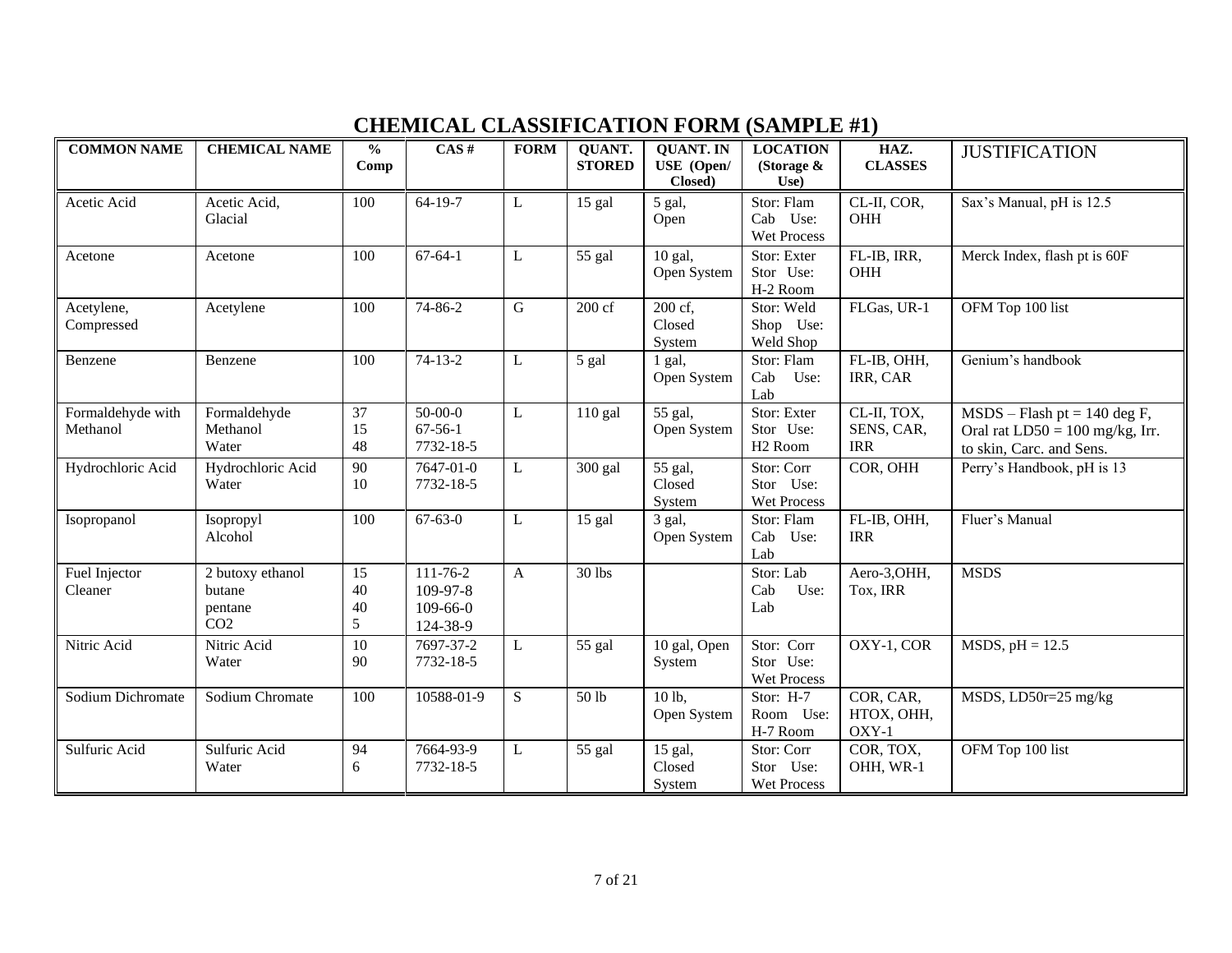# CHEMICAL CLASSIFICATION FORM (SAMPLE #1)

| COMMON NAME | CHEMICAL NAME | % Comp | CAS # | FORM | QUANT. STORED | QUANT. IN USE (Open/ Closed) | LOCATION (Storage & Use) | HAZ. CLASSES | JUSTIFICATION |
|---|---|---|---|---|---|---|---|---|---|
| Acetic Acid | Acetic Acid, Glacial | 100 | 64-19-7 | L | 15 gal | 5 gal, Open | Stor: Flam Cab Use: Wet Process | CL-II, COR, OHH | Sax's Manual, pH is 12.5 |
| Acetone | Acetone | 100 | 67-64-1 | L | 55 gal | 10 gal, Open System | Stor: Exter Stor Use: H-2 Room | FL-IB, IRR, OHH | Merck Index, flash pt is 60F |
| Acetylene, Compressed | Acetylene | 100 | 74-86-2 | G | 200 cf | 200 cf, Closed System | Stor: Weld Shop Use: Weld Shop | FLGas, UR-1 | OFM Top 100 list |
| Benzene | Benzene | 100 | 74-13-2 | L | 5 gal | 1 gal, Open System | Stor: Flam Cab Use: Lab | FL-IB, OHH, IRR, CAR | Genium's handbook |
| Formaldehyde with Methanol | Formaldehyde<br>Methanol<br>Water | 37<br>15<br>48 | 50-00-0<br>67-56-1<br>7732-18-5 | L | 110 gal | 55 gal, Open System | Stor: Exter Stor Use: H2 Room | CL-II, TOX, SENS, CAR, IRR | MSDS – Flash pt = 140 deg F, Oral rat LD50 = 100 mg/kg, Irr. to skin, Carc. and Sens. |
| Hydrochloric Acid | Hydrochloric Acid<br>Water | 90<br>10 | 7647-01-0<br>7732-18-5 | L | 300 gal | 55 gal, Closed System | Stor: Corr Stor Use: Wet Process | COR, OHH | Perry's Handbook, pH is 13 |
| Isopropanol | Isopropyl Alcohol | 100 | 67-63-0 | L | 15 gal | 3 gal, Open System | Stor: Flam Cab Use: Lab | FL-IB, OHH, IRR | Fluer's Manual |
| Fuel Injector Cleaner | 2 butoxy ethanol<br>butane<br>pentane<br>$CO_2$ | 15<br>40<br>40<br>5 | 111-76-2<br>109-97-8<br>109-66-0<br>124-38-9 | A | 30 lbs | | Stor: Lab Cab Use: Lab | Aero-3,OHH, Tox, IRR | MSDS |
| Nitric Acid | Nitric Acid<br>Water | 10<br>90 | 7697-37-2<br>7732-18-5 | L | 55 gal | 10 gal, Open System | Stor: Corr Stor Use: Wet Process | OXY-1, COR | MSDS, pH = 12.5 |
| Sodium Dichromate | Sodium Chromate | 100 | 10588-01-9 | S | 50 lb | 10 lb, Open System | Stor: H-7 Room Use: H-7 Room | COR, CAR, HTOX, OHH, OXY-1 | MSDS, LD50r=25 mg/kg |
| Sulfuric Acid | Sulfuric Acid<br>Water | 94<br>6 | 7664-93-9<br>7732-18-5 | L | 55 gal | 15 gal, Closed System | Stor: Corr Stor Use: Wet Process | COR, TOX, OHH, WR-1 | OFM Top 100 list |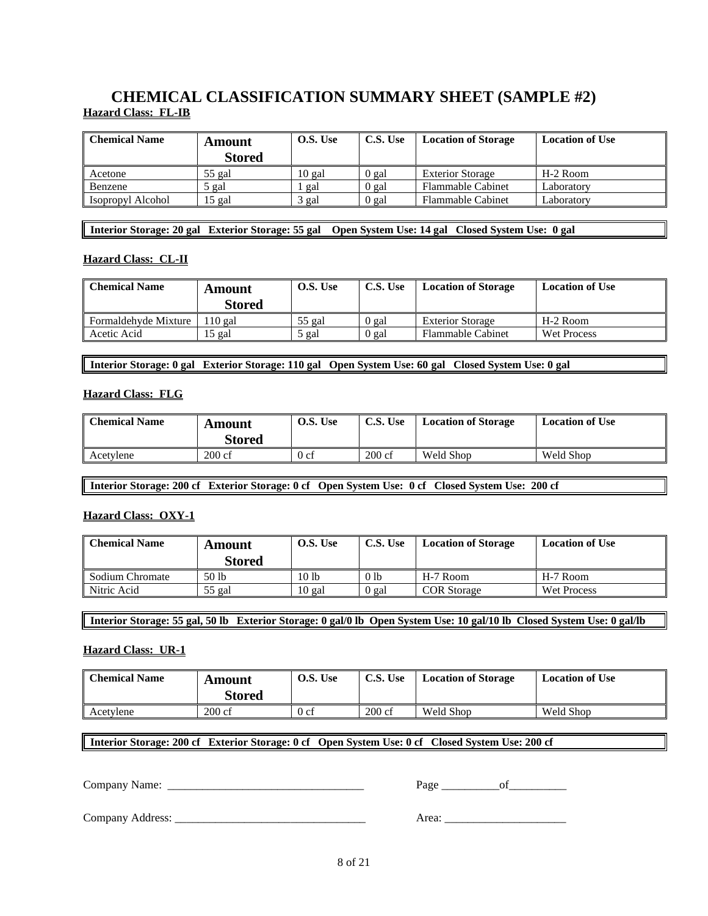# CHEMICAL CLASSIFICATION SUMMARY SHEET (SAMPLE #2)

**Hazard Class: FL-IB**

| Chemical Name | Amount Stored | O.S. Use | C.S. Use | Location of Storage | Location of Use |
|---|---|---|---|---|---|
| Acetone | 55 gal | 10 gal | 0 gal | Exterior Storage | H-2 Room |
| Benzene | 5 gal | 1 gal | 0 gal | Flammable Cabinet | Laboratory |
| Isopropyl Alcohol | 15 gal | 3 gal | 0 gal | Flammable Cabinet | Laboratory |

**Interior Storage: 20 gal Exterior Storage: 55 gal Open System Use: 14 gal Closed System Use: 0 gal**

**Hazard Class: CL-II**

| Chemical Name | Amount Stored | O.S. Use | C.S. Use | Location of Storage | Location of Use |
|---|---|---|---|---|---|
| Formaldehyde Mixture | 110 gal | 55 gal | 0 gal | Exterior Storage | H-2 Room |
| Acetic Acid | 15 gal | 5 gal | 0 gal | Flammable Cabinet | Wet Process |

**Interior Storage: 0 gal Exterior Storage: 110 gal Open System Use: 60 gal Closed System Use: 0 gal**

**Hazard Class: FLG**

| Chemical Name | Amount Stored | O.S. Use | C.S. Use | Location of Storage | Location of Use |
|---|---|---|---|---|---|
| Acetylene | 200 cf | 0 cf | 200 cf | Weld Shop | Weld Shop |

**Interior Storage: 200 cf Exterior Storage: 0 cf Open System Use: 0 cf Closed System Use: 200 cf**

**Hazard Class: OXY-1**

| Chemical Name | Amount Stored | O.S. Use | C.S. Use | Location of Storage | Location of Use |
|---|---|---|---|---|---|
| Sodium Chromate | 50 lb | 10 lb | 0 lb | H-7 Room | H-7 Room |
| Nitric Acid | 55 gal | 10 gal | 0 gal | COR Storage | Wet Process |

**Interior Storage: 55 gal, 50 lb Exterior Storage: 0 gal/0 lb Open System Use: 10 gal/10 lb Closed System Use: 0 gal/lb**

**Hazard Class: UR-1**

| Chemical Name | Amount Stored | O.S. Use | C.S. Use | Location of Storage | Location of Use |
|---|---|---|---|---|---|
| Acetylene | 200 cf | 0 cf | 200 cf | Weld Shop | Weld Shop |

**Interior Storage: 200 cf Exterior Storage: 0 cf Open System Use: 0 cf Closed System Use: 200 cf**

Company Name: ________________________________ Page __________of__________

Company Address: ________________________________ Area: ______________________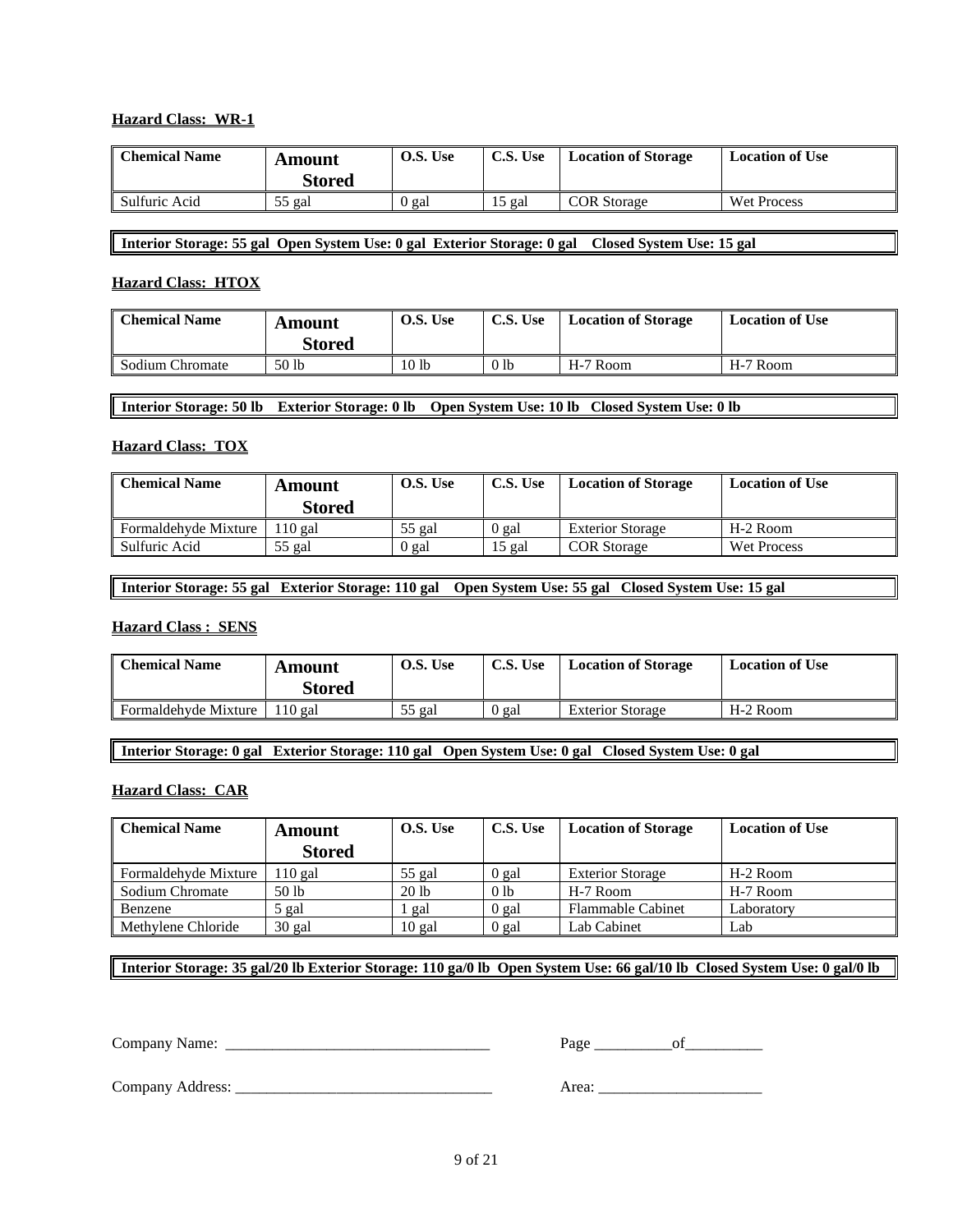**Hazard Class: WR-1**

| Chemical Name | Amount Stored | O.S. Use | C.S. Use | Location of Storage | Location of Use |
|---|---|---|---|---|---|
| Sulfuric Acid | 55 gal | 0 gal | 15 gal | COR Storage | Wet Process |

**Interior Storage: 55 gal Open System Use: 0 gal Exterior Storage: 0 gal Closed System Use: 15 gal**

**Hazard Class: HTOX**

| Chemical Name | Amount Stored | O.S. Use | C.S. Use | Location of Storage | Location of Use |
|---|---|---|---|---|---|
| Sodium Chromate | 50 lb | 10 lb | 0 lb | H-7 Room | H-7 Room |

**Interior Storage: 50 lb Exterior Storage: 0 lb Open System Use: 10 lb Closed System Use: 0 lb**

**Hazard Class: TOX**

| Chemical Name | Amount Stored | O.S. Use | C.S. Use | Location of Storage | Location of Use |
|---|---|---|---|---|---|
| Formaldehyde Mixture | 110 gal | 55 gal | 0 gal | Exterior Storage | H-2 Room |
| Sulfuric Acid | 55 gal | 0 gal | 15 gal | COR Storage | Wet Process |

**Interior Storage: 55 gal Exterior Storage: 110 gal Open System Use: 55 gal Closed System Use: 15 gal**

**Hazard Class : SENS**

| Chemical Name | Amount Stored | O.S. Use | C.S. Use | Location of Storage | Location of Use |
|---|---|---|---|---|---|
| Formaldehyde Mixture | 110 gal | 55 gal | 0 gal | Exterior Storage | H-2 Room |

**Interior Storage: 0 gal Exterior Storage: 110 gal Open System Use: 0 gal Closed System Use: 0 gal**

**Hazard Class: CAR**

| Chemical Name | Amount Stored | O.S. Use | C.S. Use | Location of Storage | Location of Use |
|---|---|---|---|---|---|
| Formaldehyde Mixture | 110 gal | 55 gal | 0 gal | Exterior Storage | H-2 Room |
| Sodium Chromate | 50 lb | 20 lb | 0 lb | H-7 Room | H-7 Room |
| Benzene | 5 gal | 1 gal | 0 gal | Flammable Cabinet | Laboratory |
| Methylene Chloride | 30 gal | 10 gal | 0 gal | Lab Cabinet | Lab |

**Interior Storage: 35 gal/20 lb Exterior Storage: 110 ga/0 lb Open System Use: 66 gal/10 lb Closed System Use: 0 gal/0 lb**

Company Name: ___________________________________ Page __________of__________

Company Address: _________________________________ Area: _____________________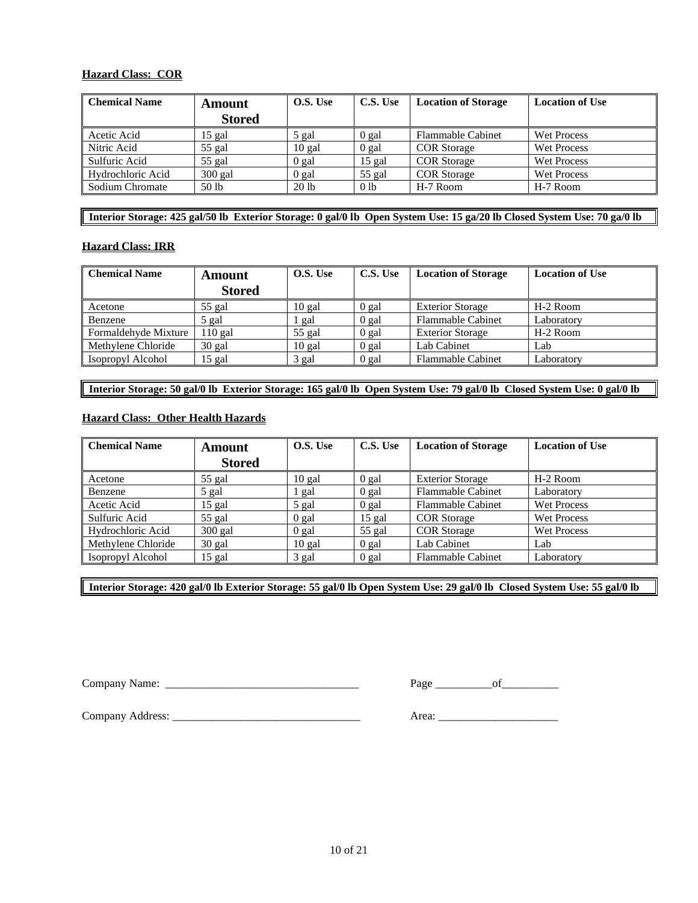**Hazard Class: COR**

| Chemical Name | Amount Stored | O.S. Use | C.S. Use | Location of Storage | Location of Use |
|---|---|---|---|---|---|
| Acetic Acid | 15 gal | 5 gal | 0 gal | Flammable Cabinet | Wet Process |
| Nitric Acid | 55 gal | 10 gal | 0 gal | COR Storage | Wet Process |
| Sulfuric Acid | 55 gal | 0 gal | 15 gal | COR Storage | Wet Process |
| Hydrochloric Acid | 300 gal | 0 gal | 55 gal | COR Storage | Wet Process |
| Sodium Chromate | 50 lb | 20 lb | 0 lb | H-7 Room | H-7 Room |

**Interior Storage: 425 gal/50 lb Exterior Storage: 0 gal/0 lb Open System Use: 15 ga/20 lb Closed System Use: 70 ga/0 lb**

**Hazard Class: IRR**

| Chemical Name | Amount Stored | O.S. Use | C.S. Use | Location of Storage | Location of Use |
|---|---|---|---|---|---|
| Acetone | 55 gal | 10 gal | 0 gal | Exterior Storage | H-2 Room |
| Benzene | 5 gal | 1 gal | 0 gal | Flammable Cabinet | Laboratory |
| Formaldehyde Mixture | 110 gal | 55 gal | 0 gal | Exterior Storage | H-2 Room |
| Methylene Chloride | 30 gal | 10 gal | 0 gal | Lab Cabinet | Lab |
| Isopropyl Alcohol | 15 gal | 3 gal | 0 gal | Flammable Cabinet | Laboratory |

**Interior Storage: 50 gal/0 lb Exterior Storage: 165 gal/0 lb Open System Use: 79 gal/0 lb Closed System Use: 0 gal/0 lb**

**Hazard Class: Other Health Hazards**

| Chemical Name | Amount Stored | O.S. Use | C.S. Use | Location of Storage | Location of Use |
|---|---|---|---|---|---|
| Acetone | 55 gal | 10 gal | 0 gal | Exterior Storage | H-2 Room |
| Benzene | 5 gal | 1 gal | 0 gal | Flammable Cabinet | Laboratory |
| Acetic Acid | 15 gal | 5 gal | 0 gal | Flammable Cabinet | Wet Process |
| Sulfuric Acid | 55 gal | 0 gal | 15 gal | COR Storage | Wet Process |
| Hydrochloric Acid | 300 gal | 0 gal | 55 gal | COR Storage | Wet Process |
| Methylene Chloride | 30 gal | 10 gal | 0 gal | Lab Cabinet | Lab |
| Isopropyl Alcohol | 15 gal | 3 gal | 0 gal | Flammable Cabinet | Laboratory |

**Interior Storage: 420 gal/0 lb Exterior Storage: 55 gal/0 lb Open System Use: 29 gal/0 lb Closed System Use: 55 gal/0 lb**

Company Name: _________________________________ Page __________of__________

Company Address: _________________________________ Area: _____________________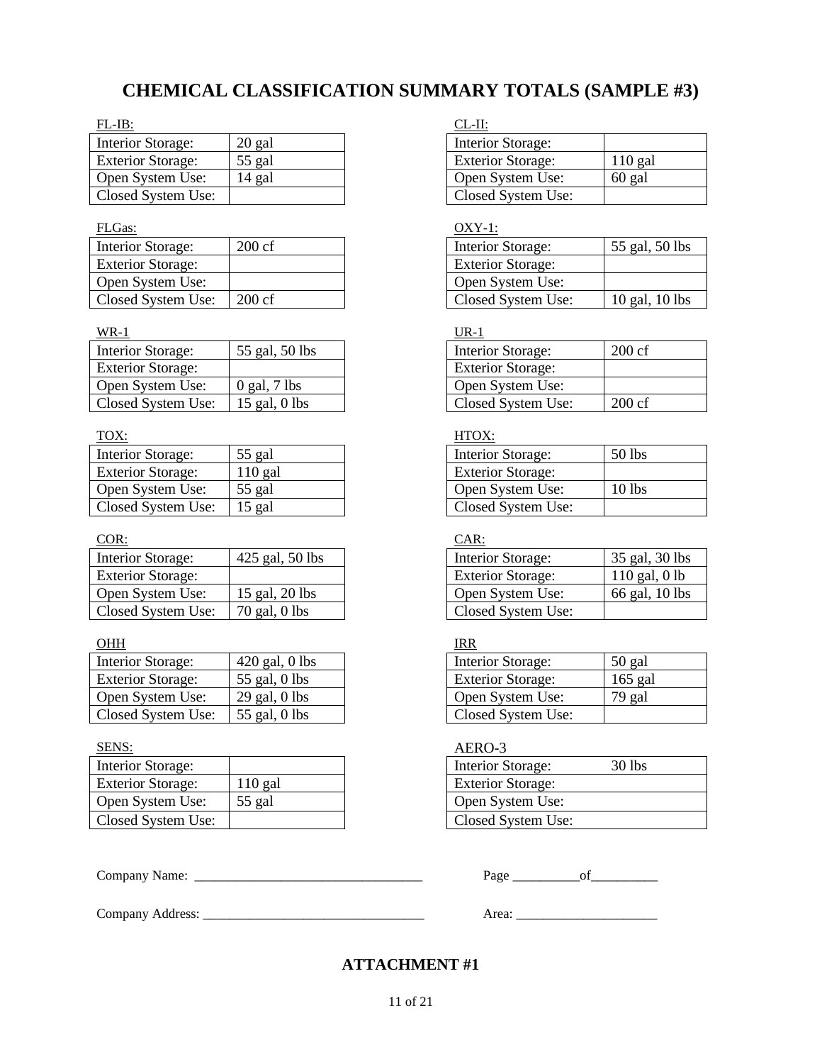# CHEMICAL CLASSIFICATION SUMMARY TOTALS (SAMPLE #3)

FL-IB:

| | |
|---|---|
| Interior Storage: | 20 gal |
| Exterior Storage: | 55 gal |
| Open System Use: | 14 gal |
| Closed System Use: | |

CL-II:

| | |
|---|---|
| Interior Storage: | |
| Exterior Storage: | 110 gal |
| Open System Use: | 60 gal |
| Closed System Use: | |

FLGas:

| | |
|---|---|
| Interior Storage: | 200 cf |
| Exterior Storage: | |
| Open System Use: | |
| Closed System Use: | 200 cf |

OXY-1:

| | |
|---|---|
| Interior Storage: | 55 gal, 50 lbs |
| Exterior Storage: | |
| Open System Use: | |
| Closed System Use: | 10 gal, 10 lbs |

WR-1

| | |
|---|---|
| Interior Storage: | 55 gal, 50 lbs |
| Exterior Storage: | |
| Open System Use: | 0 gal, 7 lbs |
| Closed System Use: | 15 gal, 0 lbs |

UR-1

| | |
|---|---|
| Interior Storage: | 200 cf |
| Exterior Storage: | |
| Open System Use: | |
| Closed System Use: | 200 cf |

TOX:

| | |
|---|---|
| Interior Storage: | 55 gal |
| Exterior Storage: | 110 gal |
| Open System Use: | 55 gal |
| Closed System Use: | 15 gal |

HTOX:

| | |
|---|---|
| Interior Storage: | 50 lbs |
| Exterior Storage: | |
| Open System Use: | 10 lbs |
| Closed System Use: | |

COR:

| | |
|---|---|
| Interior Storage: | 425 gal, 50 lbs |
| Exterior Storage: | |
| Open System Use: | 15 gal, 20 lbs |
| Closed System Use: | 70 gal, 0 lbs |

CAR:

| | |
|---|---|
| Interior Storage: | 35 gal, 30 lbs |
| Exterior Storage: | 110 gal, 0 lb |
| Open System Use: | 66 gal, 10 lbs |
| Closed System Use: | |

OHH

| | |
|---|---|
| Interior Storage: | 420 gal, 0 lbs |
| Exterior Storage: | 55 gal, 0 lbs |
| Open System Use: | 29 gal, 0 lbs |
| Closed System Use: | 55 gal, 0 lbs |

IRR

| | |
|---|---|
| Interior Storage: | 50 gal |
| Exterior Storage: | 165 gal |
| Open System Use: | 79 gal |
| Closed System Use: | |

SENS:

| | |
|---|---|
| Interior Storage: | |
| Exterior Storage: | 110 gal |
| Open System Use: | 55 gal |
| Closed System Use: | |

AERO-3

| | |
|---|---|
| Interior Storage: | 30 lbs |
| Exterior Storage: | |
| Open System Use: | |
| Closed System Use: | |

Company Name: ___________________________________ Page __________of__________

Company Address: _________________________________ Area: _____________________

## ATTACHMENT #1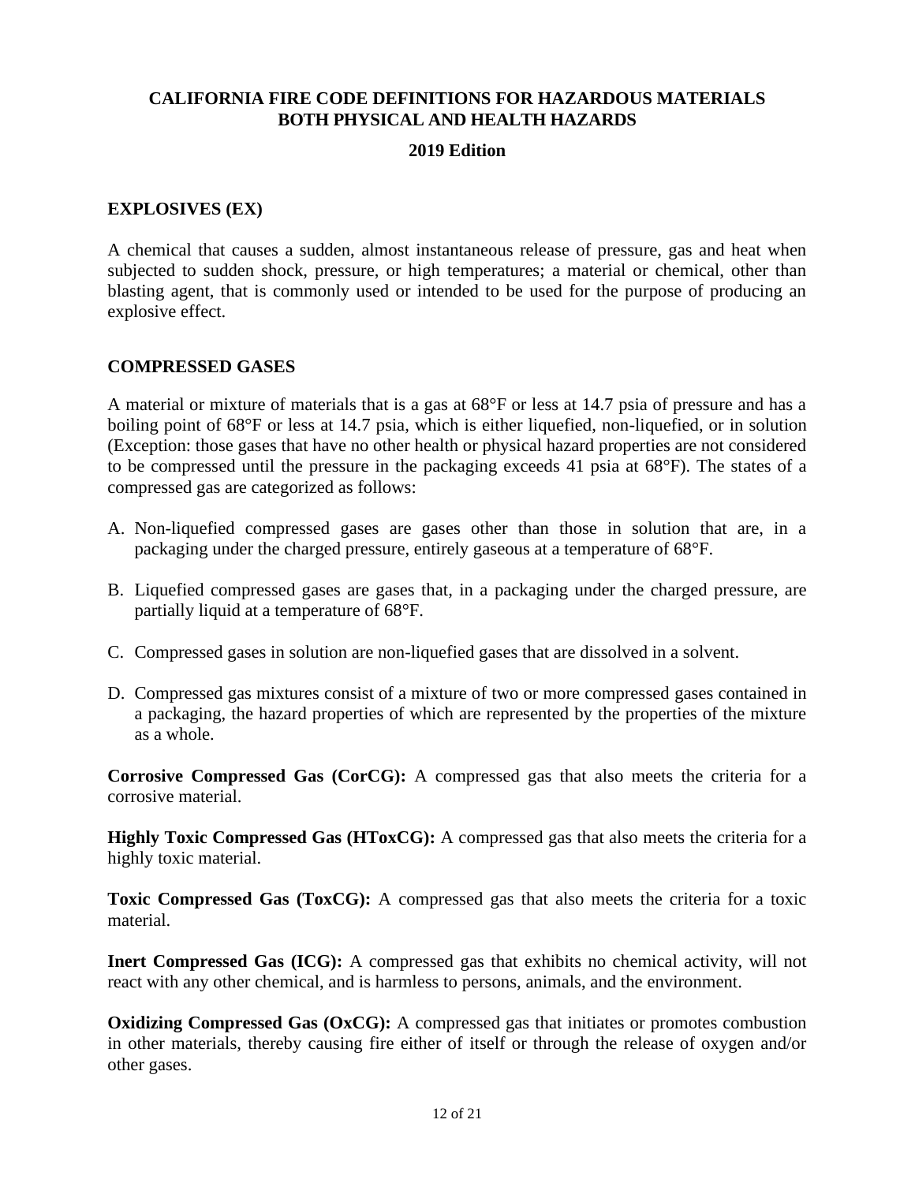# CALIFORNIA FIRE CODE DEFINITIONS FOR HAZARDOUS MATERIALS BOTH PHYSICAL AND HEALTH HAZARDS

**2019 Edition**

## EXPLOSIVES (EX)

A chemical that causes a sudden, almost instantaneous release of pressure, gas and heat when subjected to sudden shock, pressure, or high temperatures; a material or chemical, other than blasting agent, that is commonly used or intended to be used for the purpose of producing an explosive effect.

## COMPRESSED GASES

A material or mixture of materials that is a gas at 68°F or less at 14.7 psia of pressure and has a boiling point of 68°F or less at 14.7 psia, which is either liquefied, non-liquefied, or in solution (Exception: those gases that have no other health or physical hazard properties are not considered to be compressed until the pressure in the packaging exceeds 41 psia at 68°F). The states of a compressed gas are categorized as follows:

A. Non-liquefied compressed gases are gases other than those in solution that are, in a packaging under the charged pressure, entirely gaseous at a temperature of 68°F.

B. Liquefied compressed gases are gases that, in a packaging under the charged pressure, are partially liquid at a temperature of 68°F.

C. Compressed gases in solution are non-liquefied gases that are dissolved in a solvent.

D. Compressed gas mixtures consist of a mixture of two or more compressed gases contained in a packaging, the hazard properties of which are represented by the properties of the mixture as a whole.

**Corrosive Compressed Gas (CorCG):** A compressed gas that also meets the criteria for a corrosive material.

**Highly Toxic Compressed Gas (HToxCG):** A compressed gas that also meets the criteria for a highly toxic material.

**Toxic Compressed Gas (ToxCG):** A compressed gas that also meets the criteria for a toxic material.

**Inert Compressed Gas (ICG):** A compressed gas that exhibits no chemical activity, will not react with any other chemical, and is harmless to persons, animals, and the environment.

**Oxidizing Compressed Gas (OxCG):** A compressed gas that initiates or promotes combustion in other materials, thereby causing fire either of itself or through the release of oxygen and/or other gases.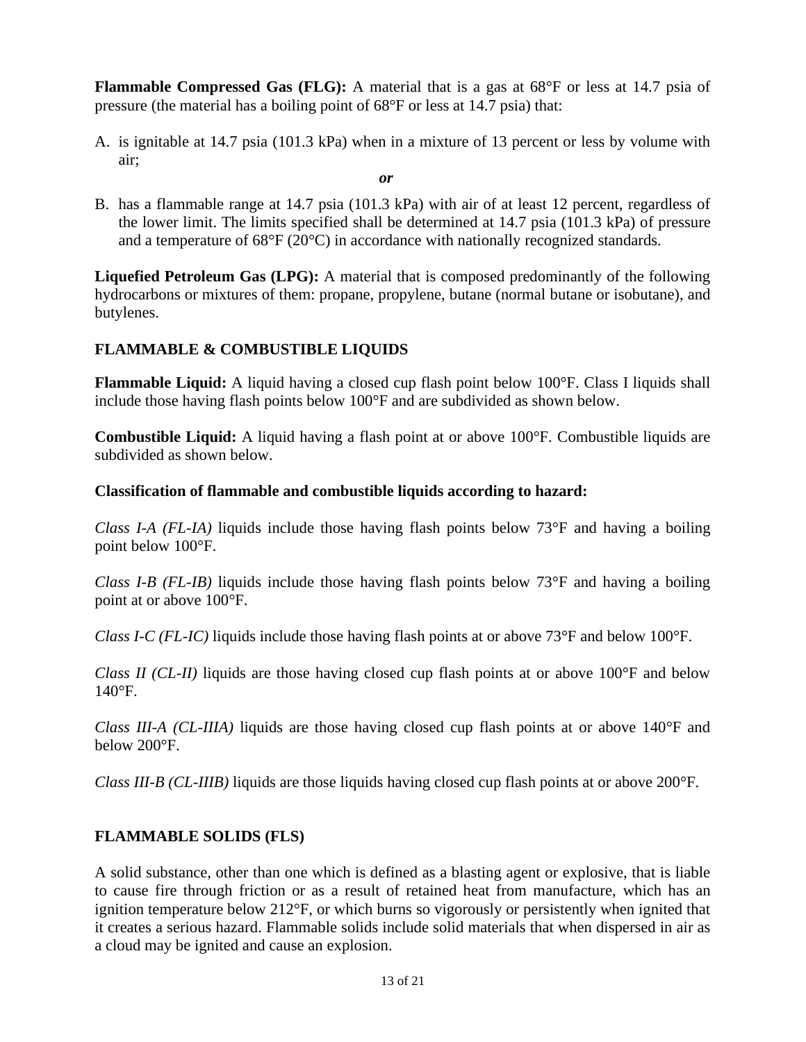**Flammable Compressed Gas (FLG):** A material that is a gas at 68°F or less at 14.7 psia of pressure (the material has a boiling point of 68°F or less at 14.7 psia) that:

A. is ignitable at 14.7 psia (101.3 kPa) when in a mixture of 13 percent or less by volume with air;

***or***

B. has a flammable range at 14.7 psia (101.3 kPa) with air of at least 12 percent, regardless of the lower limit. The limits specified shall be determined at 14.7 psia (101.3 kPa) of pressure and a temperature of 68°F (20°C) in accordance with nationally recognized standards.

**Liquefied Petroleum Gas (LPG):** A material that is composed predominantly of the following hydrocarbons or mixtures of them: propane, propylene, butane (normal butane or isobutane), and butylenes.

## FLAMMABLE & COMBUSTIBLE LIQUIDS

**Flammable Liquid:** A liquid having a closed cup flash point below 100°F. Class I liquids shall include those having flash points below 100°F and are subdivided as shown below.

**Combustible Liquid:** A liquid having a flash point at or above 100°F. Combustible liquids are subdivided as shown below.

**Classification of flammable and combustible liquids according to hazard:**

*Class I-A (FL-IA)* liquids include those having flash points below 73°F and having a boiling point below 100°F.

*Class I-B (FL-IB)* liquids include those having flash points below 73°F and having a boiling point at or above 100°F.

*Class I-C (FL-IC)* liquids include those having flash points at or above 73°F and below 100°F.

*Class II (CL-II)* liquids are those having closed cup flash points at or above 100°F and below 140°F.

*Class III-A (CL-IIIA)* liquids are those having closed cup flash points at or above 140°F and below 200°F.

*Class III-B (CL-IIIB)* liquids are those liquids having closed cup flash points at or above 200°F.

## FLAMMABLE SOLIDS (FLS)

A solid substance, other than one which is defined as a blasting agent or explosive, that is liable to cause fire through friction or as a result of retained heat from manufacture, which has an ignition temperature below 212°F, or which burns so vigorously or persistently when ignited that it creates a serious hazard. Flammable solids include solid materials that when dispersed in air as a cloud may be ignited and cause an explosion.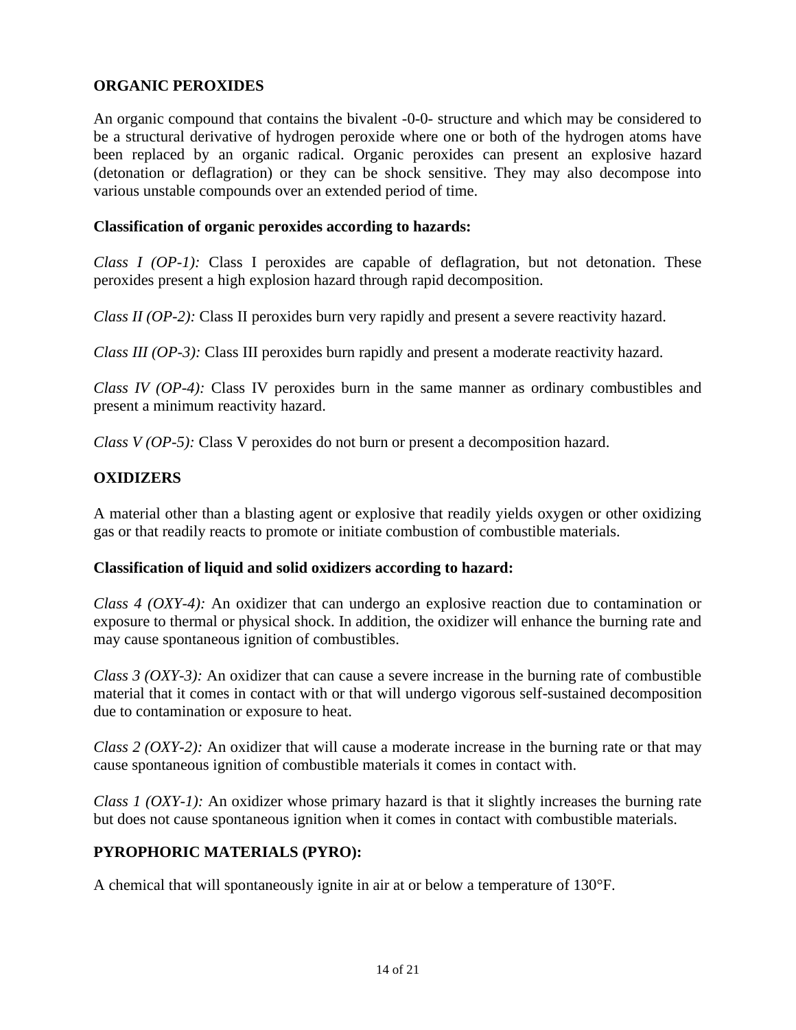## ORGANIC PEROXIDES

An organic compound that contains the bivalent -0-0- structure and which may be considered to be a structural derivative of hydrogen peroxide where one or both of the hydrogen atoms have been replaced by an organic radical. Organic peroxides can present an explosive hazard (detonation or deflagration) or they can be shock sensitive. They may also decompose into various unstable compounds over an extended period of time.

### Classification of organic peroxides according to hazards:

*Class I (OP-1):* Class I peroxides are capable of deflagration, but not detonation. These peroxides present a high explosion hazard through rapid decomposition.

*Class II (OP-2):* Class II peroxides burn very rapidly and present a severe reactivity hazard.

*Class III (OP-3):* Class III peroxides burn rapidly and present a moderate reactivity hazard.

*Class IV (OP-4):* Class IV peroxides burn in the same manner as ordinary combustibles and present a minimum reactivity hazard.

*Class V (OP-5):* Class V peroxides do not burn or present a decomposition hazard.

## OXIDIZERS

A material other than a blasting agent or explosive that readily yields oxygen or other oxidizing gas or that readily reacts to promote or initiate combustion of combustible materials.

### Classification of liquid and solid oxidizers according to hazard:

*Class 4 (OXY-4):* An oxidizer that can undergo an explosive reaction due to contamination or exposure to thermal or physical shock. In addition, the oxidizer will enhance the burning rate and may cause spontaneous ignition of combustibles.

*Class 3 (OXY-3):* An oxidizer that can cause a severe increase in the burning rate of combustible material that it comes in contact with or that will undergo vigorous self-sustained decomposition due to contamination or exposure to heat.

*Class 2 (OXY-2):* An oxidizer that will cause a moderate increase in the burning rate or that may cause spontaneous ignition of combustible materials it comes in contact with.

*Class 1 (OXY-1):* An oxidizer whose primary hazard is that it slightly increases the burning rate but does not cause spontaneous ignition when it comes in contact with combustible materials.

## PYROPHORIC MATERIALS (PYRO):

A chemical that will spontaneously ignite in air at or below a temperature of 130°F.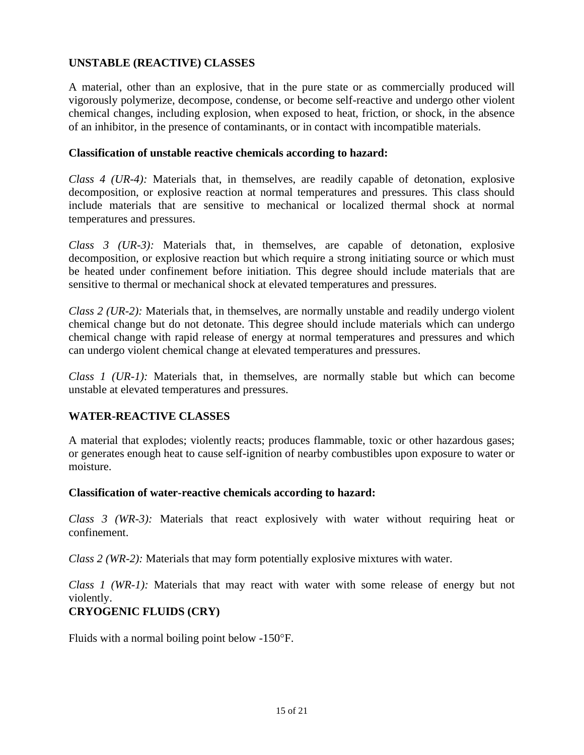## UNSTABLE (REACTIVE) CLASSES

A material, other than an explosive, that in the pure state or as commercially produced will vigorously polymerize, decompose, condense, or become self-reactive and undergo other violent chemical changes, including explosion, when exposed to heat, friction, or shock, in the absence of an inhibitor, in the presence of contaminants, or in contact with incompatible materials.

**Classification of unstable reactive chemicals according to hazard:**

*Class 4 (UR-4):* Materials that, in themselves, are readily capable of detonation, explosive decomposition, or explosive reaction at normal temperatures and pressures. This class should include materials that are sensitive to mechanical or localized thermal shock at normal temperatures and pressures.

*Class 3 (UR-3):* Materials that, in themselves, are capable of detonation, explosive decomposition, or explosive reaction but which require a strong initiating source or which must be heated under confinement before initiation. This degree should include materials that are sensitive to thermal or mechanical shock at elevated temperatures and pressures.

*Class 2 (UR-2):* Materials that, in themselves, are normally unstable and readily undergo violent chemical change but do not detonate. This degree should include materials which can undergo chemical change with rapid release of energy at normal temperatures and pressures and which can undergo violent chemical change at elevated temperatures and pressures.

*Class 1 (UR-1):* Materials that, in themselves, are normally stable but which can become unstable at elevated temperatures and pressures.

## WATER-REACTIVE CLASSES

A material that explodes; violently reacts; produces flammable, toxic or other hazardous gases; or generates enough heat to cause self-ignition of nearby combustibles upon exposure to water or moisture.

**Classification of water-reactive chemicals according to hazard:**

*Class 3 (WR-3):* Materials that react explosively with water without requiring heat or confinement.

*Class 2 (WR-2):* Materials that may form potentially explosive mixtures with water.

*Class 1 (WR-1):* Materials that may react with water with some release of energy but not violently.

## CRYOGENIC FLUIDS (CRY)

Fluids with a normal boiling point below -150°F.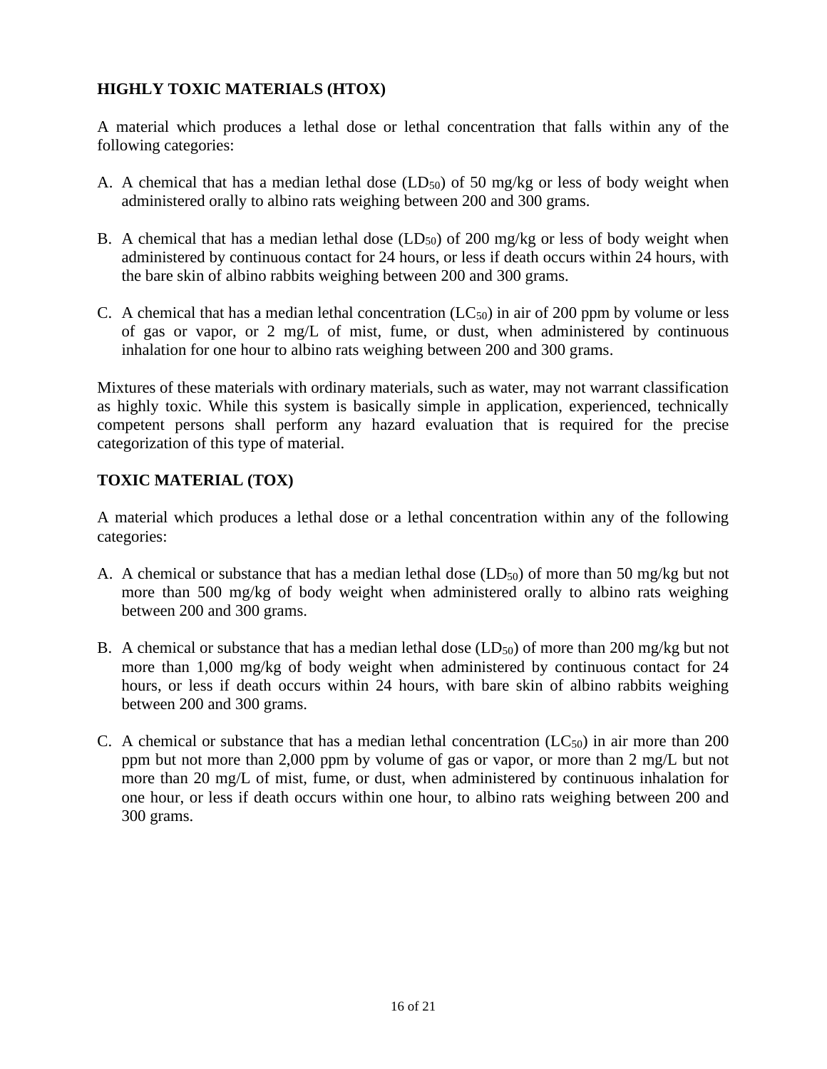**HIGHLY TOXIC MATERIALS (HTOX)**

A material which produces a lethal dose or lethal concentration that falls within any of the following categories:

A. A chemical that has a median lethal dose ($LD_{50}$) of 50 mg/kg or less of body weight when administered orally to albino rats weighing between 200 and 300 grams.

B. A chemical that has a median lethal dose ($LD_{50}$) of 200 mg/kg or less of body weight when administered by continuous contact for 24 hours, or less if death occurs within 24 hours, with the bare skin of albino rabbits weighing between 200 and 300 grams.

C. A chemical that has a median lethal concentration ($LC_{50}$) in air of 200 ppm by volume or less of gas or vapor, or 2 mg/L of mist, fume, or dust, when administered by continuous inhalation for one hour to albino rats weighing between 200 and 300 grams.

Mixtures of these materials with ordinary materials, such as water, may not warrant classification as highly toxic. While this system is basically simple in application, experienced, technically competent persons shall perform any hazard evaluation that is required for the precise categorization of this type of material.

**TOXIC MATERIAL (TOX)**

A material which produces a lethal dose or a lethal concentration within any of the following categories:

A. A chemical or substance that has a median lethal dose ($LD_{50}$) of more than 50 mg/kg but not more than 500 mg/kg of body weight when administered orally to albino rats weighing between 200 and 300 grams.

B. A chemical or substance that has a median lethal dose ($LD_{50}$) of more than 200 mg/kg but not more than 1,000 mg/kg of body weight when administered by continuous contact for 24 hours, or less if death occurs within 24 hours, with bare skin of albino rabbits weighing between 200 and 300 grams.

C. A chemical or substance that has a median lethal concentration ($LC_{50}$) in air more than 200 ppm but not more than 2,000 ppm by volume of gas or vapor, or more than 2 mg/L but not more than 20 mg/L of mist, fume, or dust, when administered by continuous inhalation for one hour, or less if death occurs within one hour, to albino rats weighing between 200 and 300 grams.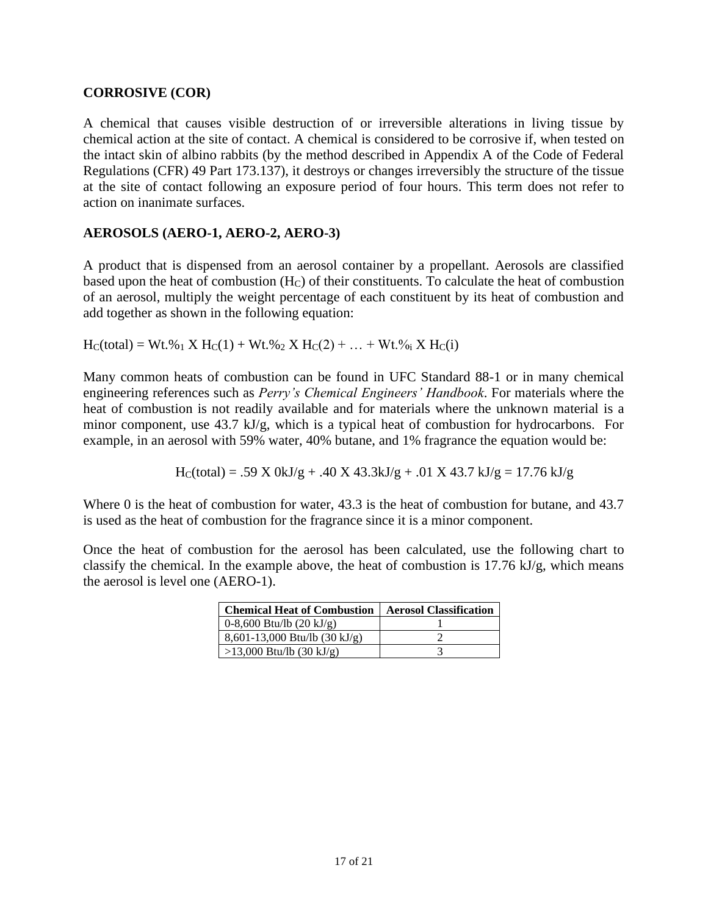**CORROSIVE (COR)**

A chemical that causes visible destruction of or irreversible alterations in living tissue by chemical action at the site of contact. A chemical is considered to be corrosive if, when tested on the intact skin of albino rabbits (by the method described in Appendix A of the Code of Federal Regulations (CFR) 49 Part 173.137), it destroys or changes irreversibly the structure of the tissue at the site of contact following an exposure period of four hours. This term does not refer to action on inanimate surfaces.

**AEROSOLS (AERO-1, AERO-2, AERO-3)**

A product that is dispensed from an aerosol container by a propellant. Aerosols are classified based upon the heat of combustion ($H_C$) of their constituents. To calculate the heat of combustion of an aerosol, multiply the weight percentage of each constituent by its heat of combustion and add together as shown in the following equation:

$H_C(\text{total}) = \text{Wt.\%}_1 \text{ X } H_C(1) + \text{Wt.\%}_2 \text{ X } H_C(2) + \ldots + \text{Wt.\%}_i \text{ X } H_C(i)$

Many common heats of combustion can be found in UFC Standard 88-1 or in many chemical engineering references such as *Perry's Chemical Engineers' Handbook*. For materials where the heat of combustion is not readily available and for materials where the unknown material is a minor component, use 43.7 kJ/g, which is a typical heat of combustion for hydrocarbons. For example, in an aerosol with 59% water, 40% butane, and 1% fragrance the equation would be:

$$H_C(\text{total}) = .59 \text{ X } 0\text{kJ/g} + .40 \text{ X } 43.3\text{kJ/g} + .01 \text{ X } 43.7 \text{ kJ/g} = 17.76 \text{ kJ/g}$$

Where 0 is the heat of combustion for water, 43.3 is the heat of combustion for butane, and 43.7 is used as the heat of combustion for the fragrance since it is a minor component.

Once the heat of combustion for the aerosol has been calculated, use the following chart to classify the chemical. In the example above, the heat of combustion is 17.76 kJ/g, which means the aerosol is level one (AERO-1).

| Chemical Heat of Combustion | Aerosol Classification |
|---|---|
| 0-8,600 Btu/lb (20 kJ/g) | 1 |
| 8,601-13,000 Btu/lb (30 kJ/g) | 2 |
| >13,000 Btu/lb (30 kJ/g) | 3 |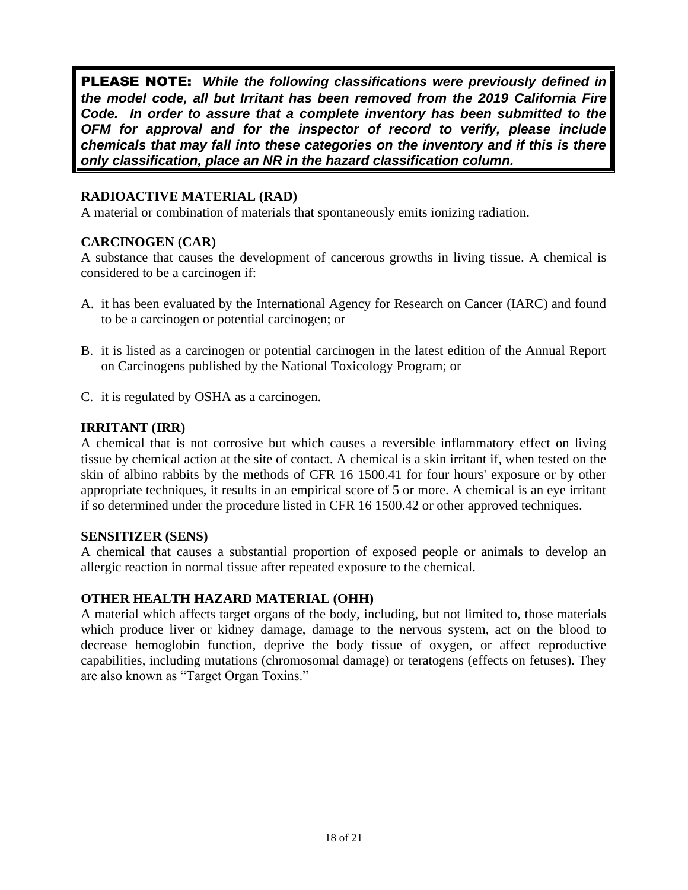**PLEASE NOTE:** ***While the following classifications were previously defined in the model code, all but Irritant has been removed from the 2019 California Fire Code. In order to assure that a complete inventory has been submitted to the OFM for approval and for the inspector of record to verify, please include chemicals that may fall into these categories on the inventory and if this is there only classification, place an NR in the hazard classification column.***

**RADIOACTIVE MATERIAL (RAD)**
A material or combination of materials that spontaneously emits ionizing radiation.

**CARCINOGEN (CAR)**
A substance that causes the development of cancerous growths in living tissue. A chemical is considered to be a carcinogen if:

A. it has been evaluated by the International Agency for Research on Cancer (IARC) and found to be a carcinogen or potential carcinogen; or

B. it is listed as a carcinogen or potential carcinogen in the latest edition of the Annual Report on Carcinogens published by the National Toxicology Program; or

C. it is regulated by OSHA as a carcinogen.

**IRRITANT (IRR)**
A chemical that is not corrosive but which causes a reversible inflammatory effect on living tissue by chemical action at the site of contact. A chemical is a skin irritant if, when tested on the skin of albino rabbits by the methods of CFR 16 1500.41 for four hours' exposure or by other appropriate techniques, it results in an empirical score of 5 or more. A chemical is an eye irritant if so determined under the procedure listed in CFR 16 1500.42 or other approved techniques.

**SENSITIZER (SENS)**
A chemical that causes a substantial proportion of exposed people or animals to develop an allergic reaction in normal tissue after repeated exposure to the chemical.

**OTHER HEALTH HAZARD MATERIAL (OHH)**
A material which affects target organs of the body, including, but not limited to, those materials which produce liver or kidney damage, damage to the nervous system, act on the blood to decrease hemoglobin function, deprive the body tissue of oxygen, or affect reproductive capabilities, including mutations (chromosomal damage) or teratogens (effects on fetuses). They are also known as "Target Organ Toxins."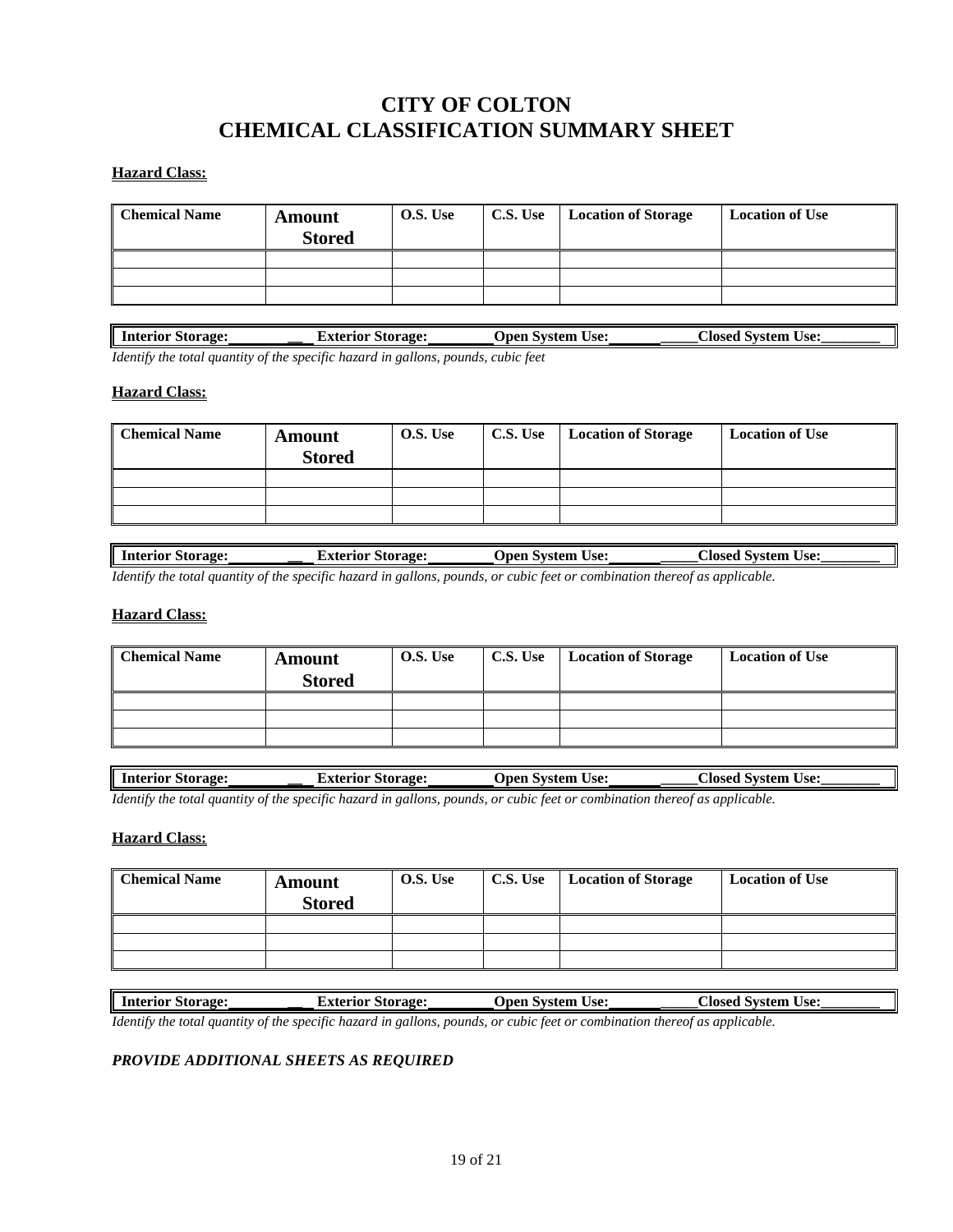# CITY OF COLTON
# CHEMICAL CLASSIFICATION SUMMARY SHEET

**Hazard Class:**

| Chemical Name | Amount Stored | O.S. Use | C.S. Use | Location of Storage | Location of Use |
|---|---|---|---|---|---|
| | | | | | |
| | | | | | |
| | | | | | |

**Interior Storage:__________ Exterior Storage:________ Open System Use:____________ Closed System Use:________**

*Identify the total quantity of the specific hazard in gallons, pounds, cubic feet*

**Hazard Class:**

| Chemical Name | Amount Stored | O.S. Use | C.S. Use | Location of Storage | Location of Use |
|---|---|---|---|---|---|
| | | | | | |
| | | | | | |
| | | | | | |

**Interior Storage:__________ Exterior Storage:________ Open System Use:____________ Closed System Use:________**

*Identify the total quantity of the specific hazard in gallons, pounds, or cubic feet or combination thereof as applicable.*

**Hazard Class:**

| Chemical Name | Amount Stored | O.S. Use | C.S. Use | Location of Storage | Location of Use |
|---|---|---|---|---|---|
| | | | | | |
| | | | | | |
| | | | | | |

**Interior Storage:__________ Exterior Storage:________ Open System Use:____________ Closed System Use:________**

*Identify the total quantity of the specific hazard in gallons, pounds, or cubic feet or combination thereof as applicable.*

**Hazard Class:**

| Chemical Name | Amount Stored | O.S. Use | C.S. Use | Location of Storage | Location of Use |
|---|---|---|---|---|---|
| | | | | | |
| | | | | | |
| | | | | | |

**Interior Storage:__________ Exterior Storage:________ Open System Use:____________ Closed System Use:________**

*Identify the total quantity of the specific hazard in gallons, pounds, or cubic feet or combination thereof as applicable.*

***PROVIDE ADDITIONAL SHEETS AS REQUIRED***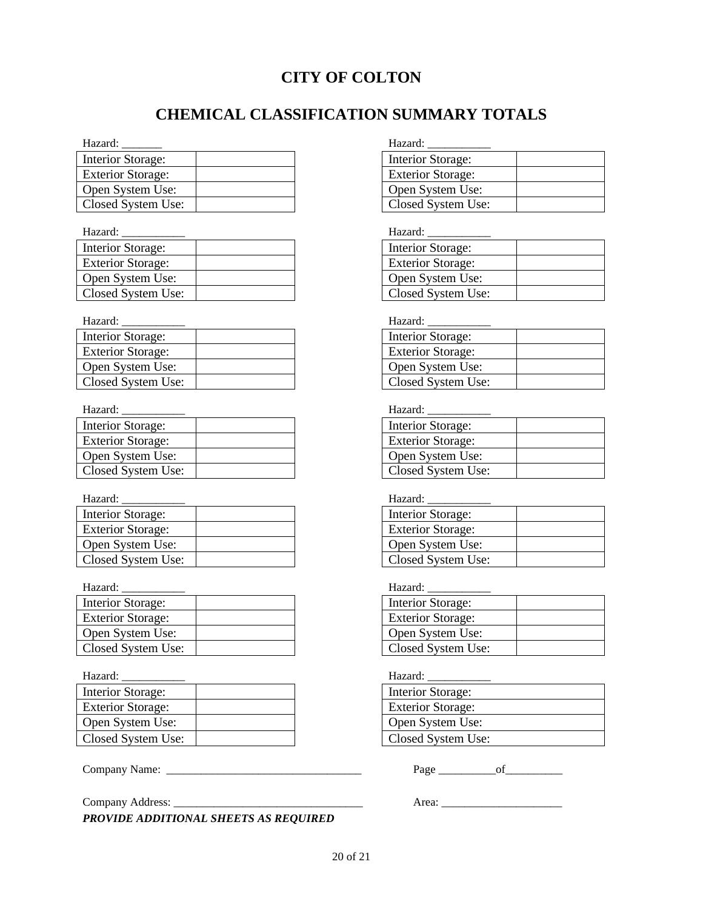# CITY OF COLTON

## CHEMICAL CLASSIFICATION SUMMARY TOTALS

Hazard: _______

| Interior Storage: | |
|---|---|
| Exterior Storage: | |
| Open System Use: | |
| Closed System Use: | |

Hazard: ___________

| Interior Storage: | |
|---|---|
| Exterior Storage: | |
| Open System Use: | |
| Closed System Use: | |

Hazard: ___________

| Interior Storage: | |
|---|---|
| Exterior Storage: | |
| Open System Use: | |
| Closed System Use: | |

Hazard: ___________

| Interior Storage: | |
|---|---|
| Exterior Storage: | |
| Open System Use: | |
| Closed System Use: | |

Hazard: ___________

| Interior Storage: | |
|---|---|
| Exterior Storage: | |
| Open System Use: | |
| Closed System Use: | |

Hazard: ___________

| Interior Storage: | |
|---|---|
| Exterior Storage: | |
| Open System Use: | |
| Closed System Use: | |

Hazard: ___________

| Interior Storage: | |
|---|---|
| Exterior Storage: | |
| Open System Use: | |
| Closed System Use: | |

Hazard: ___________

| Interior Storage: | |
|---|---|
| Exterior Storage: | |
| Open System Use: | |
| Closed System Use: | |

Hazard: ___________

| Interior Storage: | |
|---|---|
| Exterior Storage: | |
| Open System Use: | |
| Closed System Use: | |

Hazard: ___________

| Interior Storage: | |
|---|---|
| Exterior Storage: | |
| Open System Use: | |
| Closed System Use: | |

Hazard: ___________

| Interior Storage: | |
|---|---|
| Exterior Storage: | |
| Open System Use: | |
| Closed System Use: | |

Hazard: ___________

| Interior Storage: | |
|---|---|
| Exterior Storage: | |
| Open System Use: | |
| Closed System Use: | |

Hazard: ___________

| Interior Storage: | |
|---|---|
| Exterior Storage: | |
| Open System Use: | |
| Closed System Use: | |

Hazard: ___________

| Interior Storage: |
|---|
| Exterior Storage: |
| Open System Use: |
| Closed System Use: |

Company Name: ___________________________________ Page __________of__________

Company Address: _________________________________ Area: _____________________

***PROVIDE ADDITIONAL SHEETS AS REQUIRED***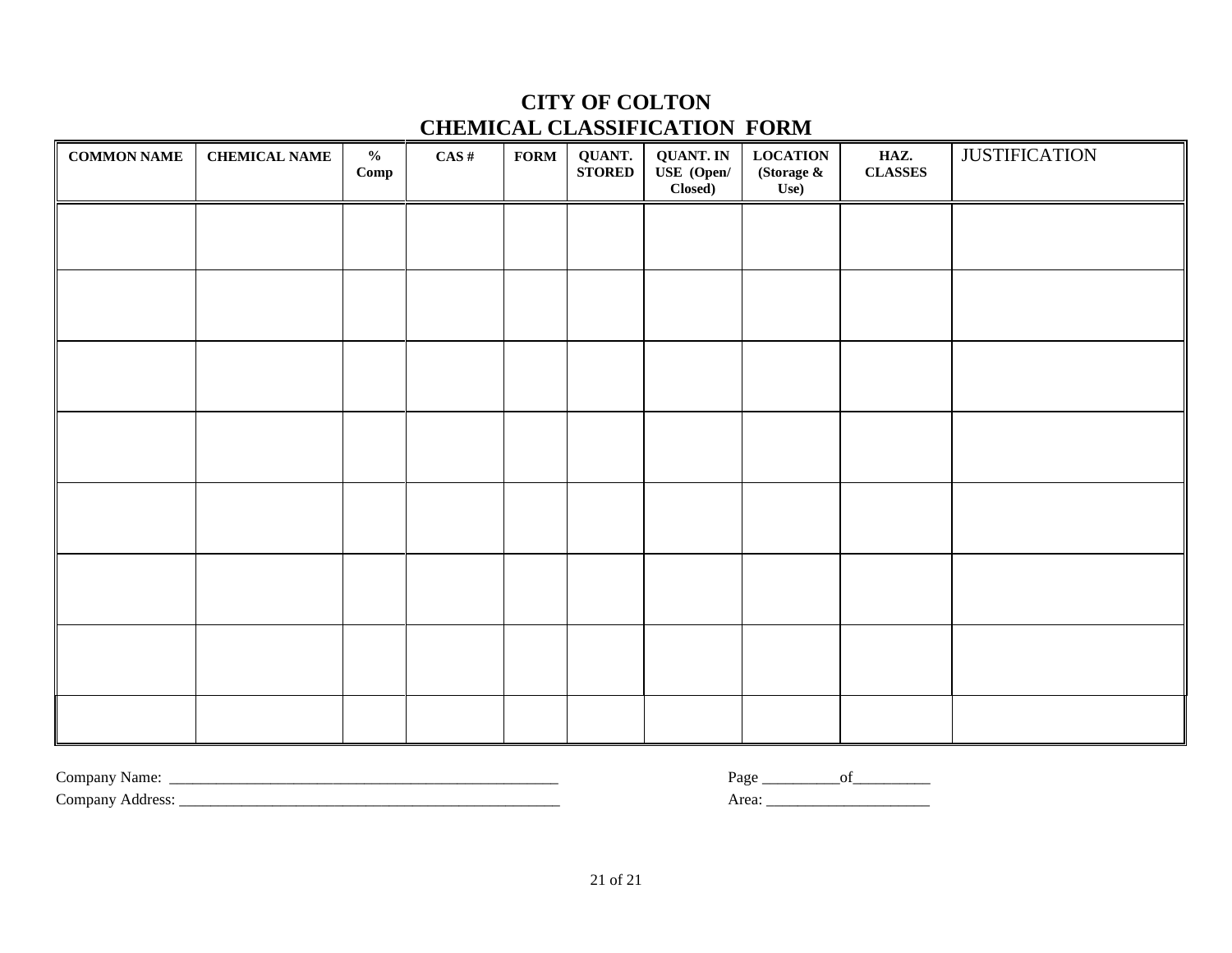# CITY OF COLTON
# CHEMICAL CLASSIFICATION FORM

| COMMON NAME | CHEMICAL NAME | % Comp | CAS # | FORM | QUANT. STORED | QUANT. IN USE (Open/ Closed) | LOCATION (Storage & Use) | HAZ. CLASSES | JUSTIFICATION |
|---|---|---|---|---|---|---|---|---|---|
| | | | | | | | | | |
| | | | | | | | | | |
| | | | | | | | | | |
| | | | | | | | | | |
| | | | | | | | | | |
| | | | | | | | | | |
| | | | | | | | | | |
| | | | | | | | | | |

Company Name: ___________________________________________________

Company Address: _________________________________________________

Page __________of__________

Area: _____________________